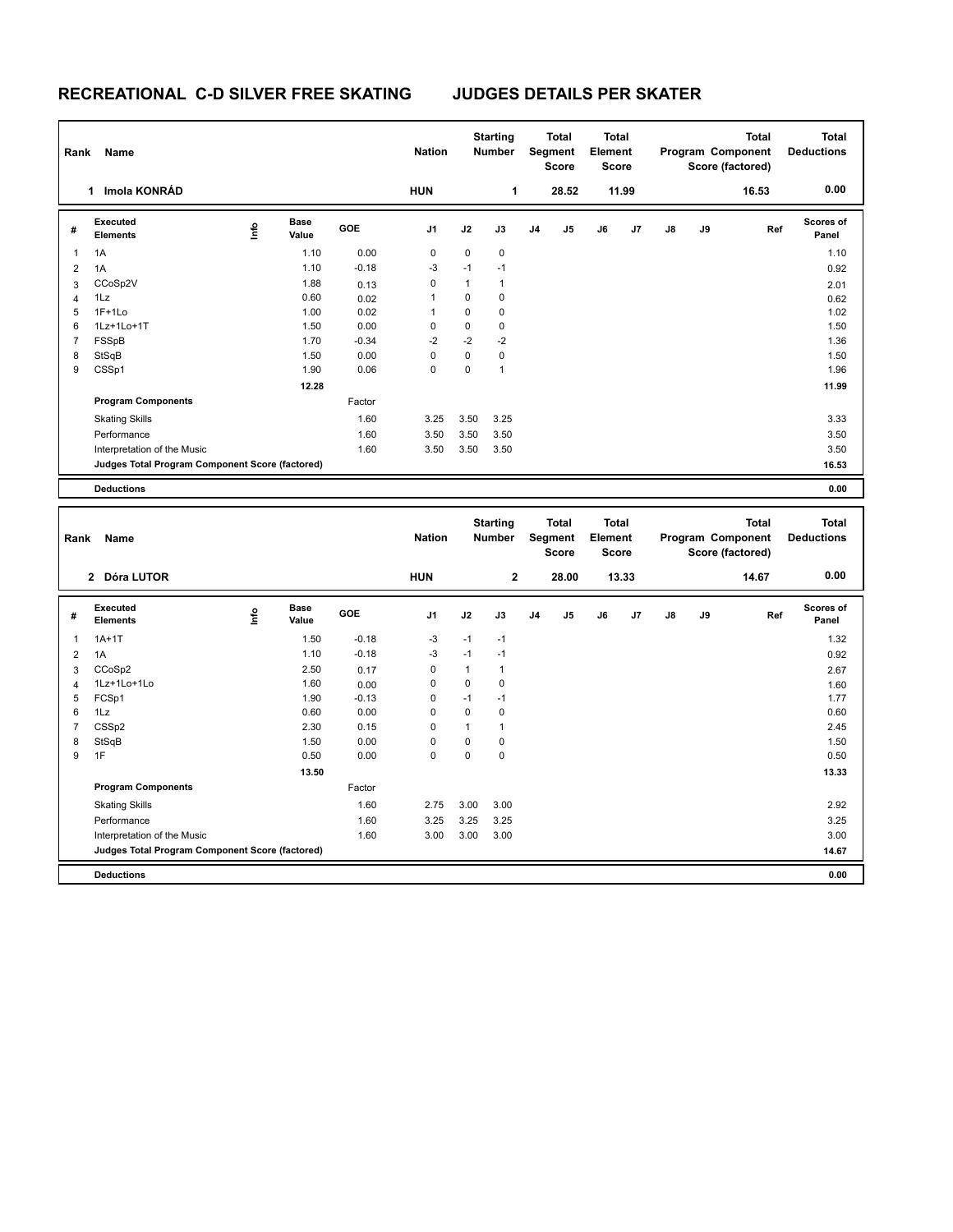# RECREATIONAL C-D SILVER FREE SKATING JUDGES DETAILS PER SKATER

| Rank | Name | Nation | Starting Number | Total Segment Score | Total Element Score | Total Program Component Score (factored) | Total Deductions |
|---|---|---|---|---|---|---|---|
| 1 | Imola KONRÁD | HUN | 1 | 28.52 | 11.99 | 16.53 | 0.00 |

| # | Executed Elements | Info | Base Value | GOE | J1 | J2 | J3 | J4 | J5 | J6 | J7 | J8 | J9 | Ref | Scores of Panel |
|---|---|---|---|---|---|---|---|---|---|---|---|---|---|---|---|
| 1 | 1A | | 1.10 | 0.00 | 0 | 0 | 0 | | | | | | | | 1.10 |
| 2 | 1A | | 1.10 | -0.18 | -3 | -1 | -1 | | | | | | | | 0.92 |
| 3 | CCoSp2V | | 1.88 | 0.13 | 0 | 1 | 1 | | | | | | | | 2.01 |
| 4 | 1Lz | | 0.60 | 0.02 | 1 | 0 | 0 | | | | | | | | 0.62 |
| 5 | 1F+1Lo | | 1.00 | 0.02 | 1 | 0 | 0 | | | | | | | | 1.02 |
| 6 | 1Lz+1Lo+1T | | 1.50 | 0.00 | 0 | 0 | 0 | | | | | | | | 1.50 |
| 7 | FSSpB | | 1.70 | -0.34 | -2 | -2 | -2 | | | | | | | | 1.36 |
| 8 | StSqB | | 1.50 | 0.00 | 0 | 0 | 0 | | | | | | | | 1.50 |
| 9 | CSSp1 | | 1.90 | 0.06 | 0 | 0 | 1 | | | | | | | | 1.96 |
| | | | 12.28 | | | | | | | | | | | | 11.99 |
| | **Program Components** | | | Factor | | | | | | | | | | | |
| | Skating Skills | | | 1.60 | 3.25 | 3.50 | 3.25 | | | | | | | | 3.33 |
| | Performance | | | 1.60 | 3.50 | 3.50 | 3.50 | | | | | | | | 3.50 |
| | Interpretation of the Music | | | 1.60 | 3.50 | 3.50 | 3.50 | | | | | | | | 3.50 |
| | **Judges Total Program Component Score (factored)** | | | | | | | | | | | | | | 16.53 |
| | **Deductions** | | | | | | | | | | | | | | 0.00 |

| Rank | Name | Nation | Starting Number | Total Segment Score | Total Element Score | Total Program Component Score (factored) | Total Deductions |
|---|---|---|---|---|---|---|---|
| 2 | Dóra LUTOR | HUN | 2 | 28.00 | 13.33 | 14.67 | 0.00 |

| # | Executed Elements | Info | Base Value | GOE | J1 | J2 | J3 | J4 | J5 | J6 | J7 | J8 | J9 | Ref | Scores of Panel |
|---|---|---|---|---|---|---|---|---|---|---|---|---|---|---|---|
| 1 | 1A+1T | | 1.50 | -0.18 | -3 | -1 | -1 | | | | | | | | 1.32 |
| 2 | 1A | | 1.10 | -0.18 | -3 | -1 | -1 | | | | | | | | 0.92 |
| 3 | CCoSp2 | | 2.50 | 0.17 | 0 | 1 | 1 | | | | | | | | 2.67 |
| 4 | 1Lz+1Lo+1Lo | | 1.60 | 0.00 | 0 | 0 | 0 | | | | | | | | 1.60 |
| 5 | FCSp1 | | 1.90 | -0.13 | 0 | -1 | -1 | | | | | | | | 1.77 |
| 6 | 1Lz | | 0.60 | 0.00 | 0 | 0 | 0 | | | | | | | | 0.60 |
| 7 | CSSp2 | | 2.30 | 0.15 | 0 | 1 | 1 | | | | | | | | 2.45 |
| 8 | StSqB | | 1.50 | 0.00 | 0 | 0 | 0 | | | | | | | | 1.50 |
| 9 | 1F | | 0.50 | 0.00 | 0 | 0 | 0 | | | | | | | | 0.50 |
| | | | 13.50 | | | | | | | | | | | | 13.33 |
| | **Program Components** | | | Factor | | | | | | | | | | | |
| | Skating Skills | | | 1.60 | 2.75 | 3.00 | 3.00 | | | | | | | | 2.92 |
| | Performance | | | 1.60 | 3.25 | 3.25 | 3.25 | | | | | | | | 3.25 |
| | Interpretation of the Music | | | 1.60 | 3.00 | 3.00 | 3.00 | | | | | | | | 3.00 |
| | **Judges Total Program Component Score (factored)** | | | | | | | | | | | | | | 14.67 |
| | **Deductions** | | | | | | | | | | | | | | 0.00 |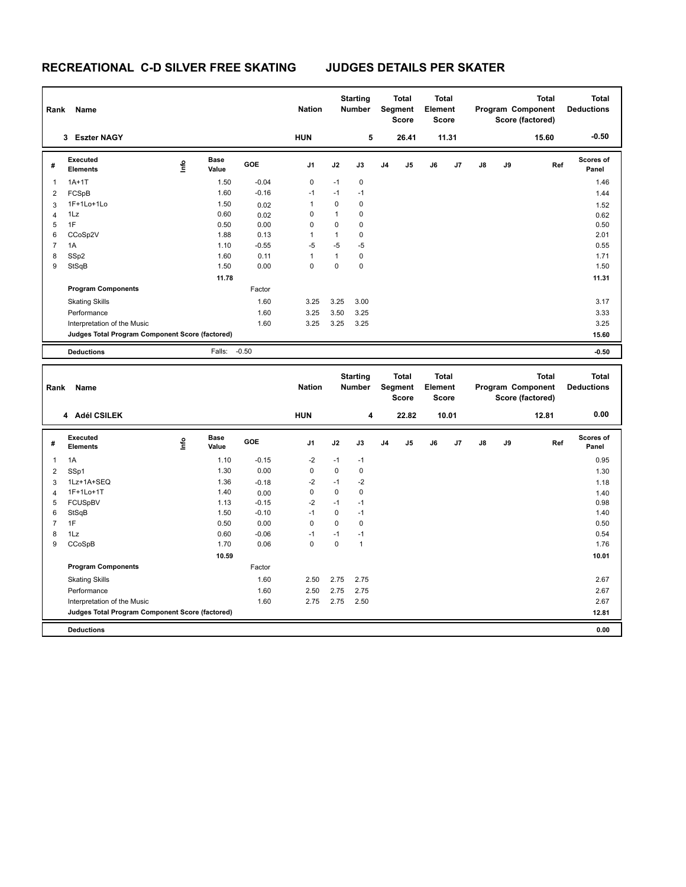# RECREATIONAL C-D SILVER FREE SKATING JUDGES DETAILS PER SKATER

| Rank | Name | Nation | Starting Number | Total Segment Score | Total Element Score | Total Program Component Score (factored) | Total Deductions |
|---|---|---|---|---|---|---|---|
| 3 | Eszter NAGY | HUN | 5 | 26.41 | 11.31 | 15.60 | -0.50 |

| # | Executed Elements | Info | Base Value | GOE | J1 | J2 | J3 | J4 | J5 | J6 | J7 | J8 | J9 | Ref | Scores of Panel |
|---|---|---|---|---|---|---|---|---|---|---|---|---|---|---|---|
| 1 | 1A+1T | | 1.50 | -0.04 | 0 | -1 | 0 | | | | | | | | 1.46 |
| 2 | FCSpB | | 1.60 | -0.16 | -1 | -1 | -1 | | | | | | | | 1.44 |
| 3 | 1F+1Lo+1Lo | | 1.50 | 0.02 | 1 | 0 | 0 | | | | | | | | 1.52 |
| 4 | 1Lz | | 0.60 | 0.02 | 0 | 1 | 0 | | | | | | | | 0.62 |
| 5 | 1F | | 0.50 | 0.00 | 0 | 0 | 0 | | | | | | | | 0.50 |
| 6 | CCoSp2V | | 1.88 | 0.13 | 1 | 1 | 0 | | | | | | | | 2.01 |
| 7 | 1A | | 1.10 | -0.55 | -5 | -5 | -5 | | | | | | | | 0.55 |
| 8 | SSp2 | | 1.60 | 0.11 | 1 | 1 | 0 | | | | | | | | 1.71 |
| 9 | StSqB | | 1.50 | 0.00 | 0 | 0 | 0 | | | | | | | | 1.50 |
| | | | 11.78 | | | | | | | | | | | | 11.31 |
| | **Program Components** | | | Factor | | | | | | | | | | | |
| | Skating Skills | | | 1.60 | 3.25 | 3.25 | 3.00 | | | | | | | | 3.17 |
| | Performance | | | 1.60 | 3.25 | 3.50 | 3.25 | | | | | | | | 3.33 |
| | Interpretation of the Music | | | 1.60 | 3.25 | 3.25 | 3.25 | | | | | | | | 3.25 |
| | **Judges Total Program Component Score (factored)** | | | | | | | | | | | | | | 15.60 |
| | **Deductions** | | Falls: | -0.50 | | | | | | | | | | | -0.50 |

| Rank | Name | Nation | Starting Number | Total Segment Score | Total Element Score | Total Program Component Score (factored) | Total Deductions |
|---|---|---|---|---|---|---|---|
| 4 | Adél CSILEK | HUN | 4 | 22.82 | 10.01 | 12.81 | 0.00 |

| # | Executed Elements | Info | Base Value | GOE | J1 | J2 | J3 | J4 | J5 | J6 | J7 | J8 | J9 | Ref | Scores of Panel |
|---|---|---|---|---|---|---|---|---|---|---|---|---|---|---|---|
| 1 | 1A | | 1.10 | -0.15 | -2 | -1 | -1 | | | | | | | | 0.95 |
| 2 | SSp1 | | 1.30 | 0.00 | 0 | 0 | 0 | | | | | | | | 1.30 |
| 3 | 1Lz+1A+SEQ | | 1.36 | -0.18 | -2 | -1 | -2 | | | | | | | | 1.18 |
| 4 | 1F+1Lo+1T | | 1.40 | 0.00 | 0 | 0 | 0 | | | | | | | | 1.40 |
| 5 | FCUSpBV | | 1.13 | -0.15 | -2 | -1 | -1 | | | | | | | | 0.98 |
| 6 | StSqB | | 1.50 | -0.10 | -1 | 0 | -1 | | | | | | | | 1.40 |
| 7 | 1F | | 0.50 | 0.00 | 0 | 0 | 0 | | | | | | | | 0.50 |
| 8 | 1Lz | | 0.60 | -0.06 | -1 | -1 | -1 | | | | | | | | 0.54 |
| 9 | CCoSpB | | 1.70 | 0.06 | 0 | 0 | 1 | | | | | | | | 1.76 |
| | | | 10.59 | | | | | | | | | | | | 10.01 |
| | **Program Components** | | | Factor | | | | | | | | | | | |
| | Skating Skills | | | 1.60 | 2.50 | 2.75 | 2.75 | | | | | | | | 2.67 |
| | Performance | | | 1.60 | 2.50 | 2.75 | 2.75 | | | | | | | | 2.67 |
| | Interpretation of the Music | | | 1.60 | 2.75 | 2.75 | 2.50 | | | | | | | | 2.67 |
| | **Judges Total Program Component Score (factored)** | | | | | | | | | | | | | | 12.81 |
| | **Deductions** | | | | | | | | | | | | | | 0.00 |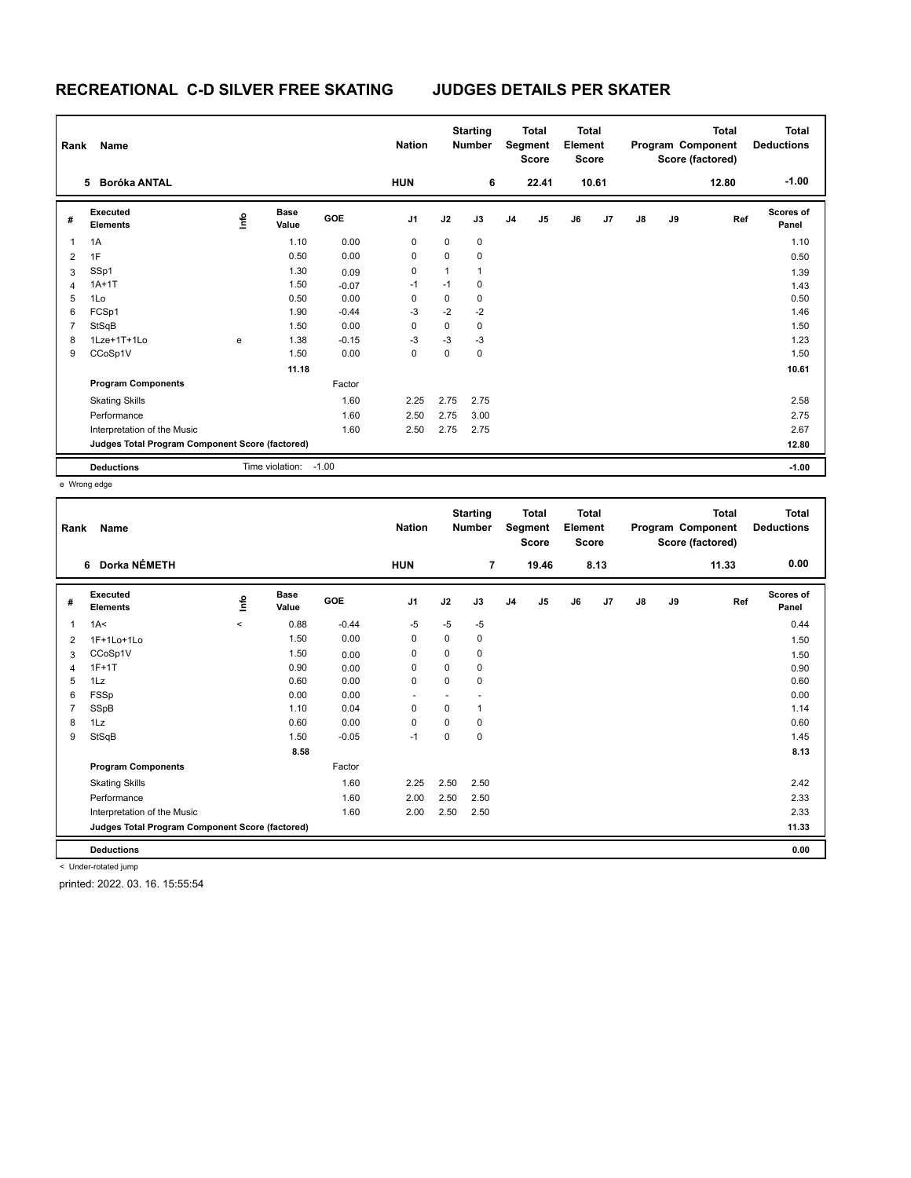# RECREATIONAL C-D SILVER FREE SKATING JUDGES DETAILS PER SKATER

| Rank | Name | Nation | Starting Number | Total Segment Score | Total Element Score | Total Program Component Score (factored) | Total Deductions |
|---|---|---|---|---|---|---|---|
| 5 | Boróka ANTAL | HUN | 6 | 22.41 | 10.61 | 12.80 | -1.00 |

| # | Executed Elements | Info | Base Value | GOE | J1 | J2 | J3 | J4 | J5 | J6 | J7 | J8 | J9 | Ref | Scores of Panel |
|---|---|---|---|---|---|---|---|---|---|---|---|---|---|---|---|
| 1 | 1A | | 1.10 | 0.00 | 0 | 0 | 0 | | | | | | | | 1.10 |
| 2 | 1F | | 0.50 | 0.00 | 0 | 0 | 0 | | | | | | | | 0.50 |
| 3 | SSp1 | | 1.30 | 0.09 | 0 | 1 | 1 | | | | | | | | 1.39 |
| 4 | 1A+1T | | 1.50 | -0.07 | -1 | -1 | 0 | | | | | | | | 1.43 |
| 5 | 1Lo | | 0.50 | 0.00 | 0 | 0 | 0 | | | | | | | | 0.50 |
| 6 | FCSp1 | | 1.90 | -0.44 | -3 | -2 | -2 | | | | | | | | 1.46 |
| 7 | StSqB | | 1.50 | 0.00 | 0 | 0 | 0 | | | | | | | | 1.50 |
| 8 | 1Lze+1T+1Lo | e | 1.38 | -0.15 | -3 | -3 | -3 | | | | | | | | 1.23 |
| 9 | CCoSp1V | | 1.50 | 0.00 | 0 | 0 | 0 | | | | | | | | 1.50 |
| | | | 11.18 | | | | | | | | | | | | 10.61 |
| | Program Components | | | Factor | | | | | | | | | | | |
| | Skating Skills | | | 1.60 | 2.25 | 2.75 | 2.75 | | | | | | | | 2.58 |
| | Performance | | | 1.60 | 2.50 | 2.75 | 3.00 | | | | | | | | 2.75 |
| | Interpretation of the Music | | | 1.60 | 2.50 | 2.75 | 2.75 | | | | | | | | 2.67 |
| | Judges Total Program Component Score (factored) | | | | | | | | | | | | | | 12.80 |
| | Deductions | | Time violation: | -1.00 | | | | | | | | | | | -1.00 |

e Wrong edge

| Rank | Name | Nation | Starting Number | Total Segment Score | Total Element Score | Total Program Component Score (factored) | Total Deductions |
|---|---|---|---|---|---|---|---|
| 6 | Dorka NÉMETH | HUN | 7 | 19.46 | 8.13 | 11.33 | 0.00 |

| # | Executed Elements | Info | Base Value | GOE | J1 | J2 | J3 | J4 | J5 | J6 | J7 | J8 | J9 | Ref | Scores of Panel |
|---|---|---|---|---|---|---|---|---|---|---|---|---|---|---|---|
| 1 | 1A< | < | 0.88 | -0.44 | -5 | -5 | -5 | | | | | | | | 0.44 |
| 2 | 1F+1Lo+1Lo | | 1.50 | 0.00 | 0 | 0 | 0 | | | | | | | | 1.50 |
| 3 | CCoSp1V | | 1.50 | 0.00 | 0 | 0 | 0 | | | | | | | | 1.50 |
| 4 | 1F+1T | | 0.90 | 0.00 | 0 | 0 | 0 | | | | | | | | 0.90 |
| 5 | 1Lz | | 0.60 | 0.00 | 0 | 0 | 0 | | | | | | | | 0.60 |
| 6 | FSSp | | 0.00 | 0.00 | - | - | - | | | | | | | | 0.00 |
| 7 | SSpB | | 1.10 | 0.04 | 0 | 0 | 1 | | | | | | | | 1.14 |
| 8 | 1Lz | | 0.60 | 0.00 | 0 | 0 | 0 | | | | | | | | 0.60 |
| 9 | StSqB | | 1.50 | -0.05 | -1 | 0 | 0 | | | | | | | | 1.45 |
| | | | 8.58 | | | | | | | | | | | | 8.13 |
| | Program Components | | | Factor | | | | | | | | | | | |
| | Skating Skills | | | 1.60 | 2.25 | 2.50 | 2.50 | | | | | | | | 2.42 |
| | Performance | | | 1.60 | 2.00 | 2.50 | 2.50 | | | | | | | | 2.33 |
| | Interpretation of the Music | | | 1.60 | 2.00 | 2.50 | 2.50 | | | | | | | | 2.33 |
| | Judges Total Program Component Score (factored) | | | | | | | | | | | | | | 11.33 |
| | Deductions | | | | | | | | | | | | | | 0.00 |

< Under-rotated jump

printed: 2022. 03. 16. 15:55:54